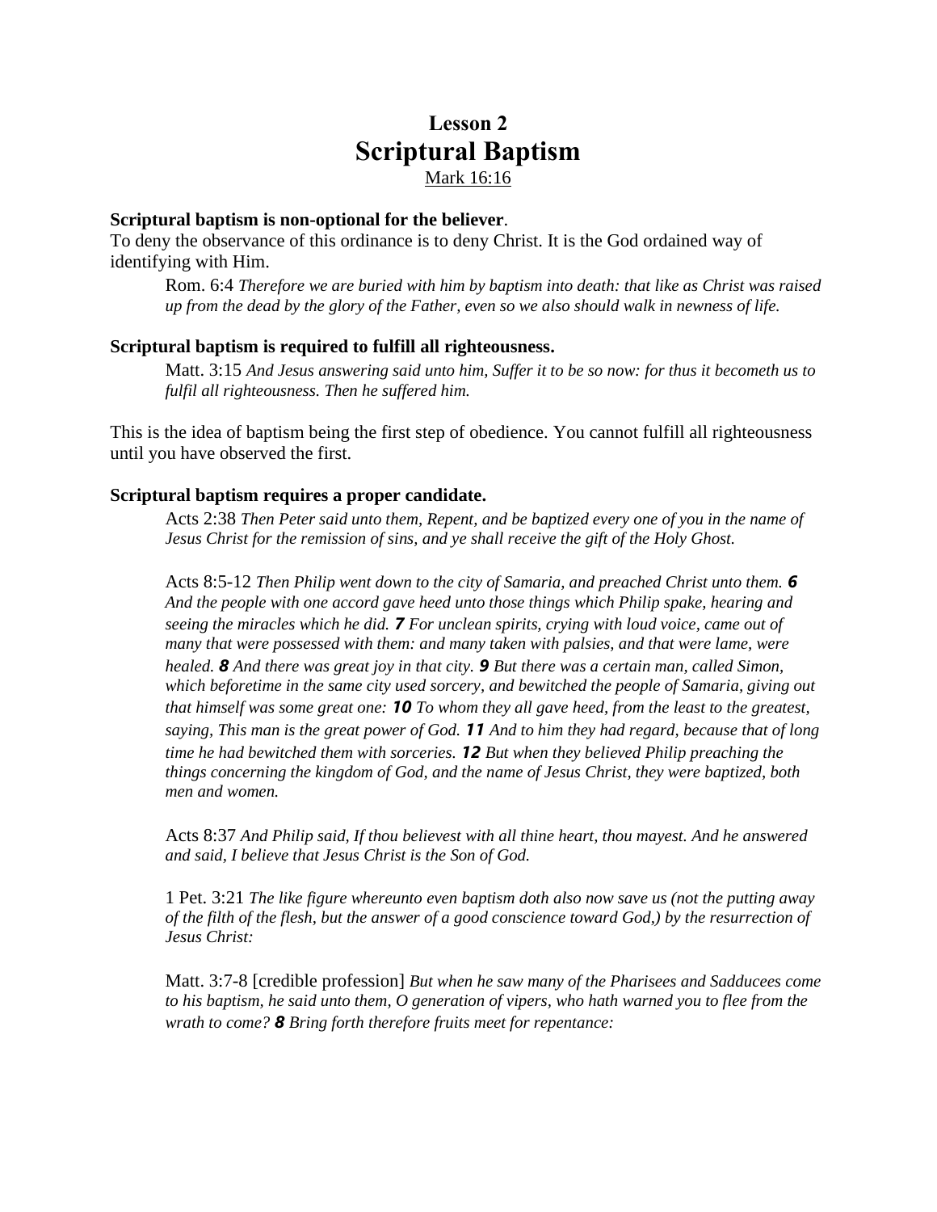# Lesson 2
# Scriptural Baptism

Mark 16:16

**Scriptural baptism is non-optional for the believer**.
To deny the observance of this ordinance is to deny Christ. It is the God ordained way of identifying with Him.

> Rom. 6:4 *Therefore we are buried with him by baptism into death: that like as Christ was raised up from the dead by the glory of the Father, even so we also should walk in newness of life.*

**Scriptural baptism is required to fulfill all righteousness.**

> Matt. 3:15 *And Jesus answering said unto him, Suffer it to be so now: for thus it becometh us to fulfil all righteousness. Then he suffered him.*

This is the idea of baptism being the first step of obedience. You cannot fulfill all righteousness until you have observed the first.

**Scriptural baptism requires a proper candidate.**

> Acts 2:38 *Then Peter said unto them, Repent, and be baptized every one of you in the name of Jesus Christ for the remission of sins, and ye shall receive the gift of the Holy Ghost.*
>
> Acts 8:5-12 *Then Philip went down to the city of Samaria, and preached Christ unto them.* ***6*** *And the people with one accord gave heed unto those things which Philip spake, hearing and seeing the miracles which he did.* ***7*** *For unclean spirits, crying with loud voice, came out of many that were possessed with them: and many taken with palsies, and that were lame, were healed.* ***8*** *And there was great joy in that city.* ***9*** *But there was a certain man, called Simon, which beforetime in the same city used sorcery, and bewitched the people of Samaria, giving out that himself was some great one:* ***10*** *To whom they all gave heed, from the least to the greatest, saying, This man is the great power of God.* ***11*** *And to him they had regard, because that of long time he had bewitched them with sorceries.* ***12*** *But when they believed Philip preaching the things concerning the kingdom of God, and the name of Jesus Christ, they were baptized, both men and women.*
>
> Acts 8:37 *And Philip said, If thou believest with all thine heart, thou mayest. And he answered and said, I believe that Jesus Christ is the Son of God.*
>
> 1 Pet. 3:21 *The like figure whereunto even baptism doth also now save us (not the putting away of the filth of the flesh, but the answer of a good conscience toward God,) by the resurrection of Jesus Christ:*
>
> Matt. 3:7-8 [credible profession] *But when he saw many of the Pharisees and Sadducees come to his baptism, he said unto them, O generation of vipers, who hath warned you to flee from the wrath to come?* ***8*** *Bring forth therefore fruits meet for repentance:*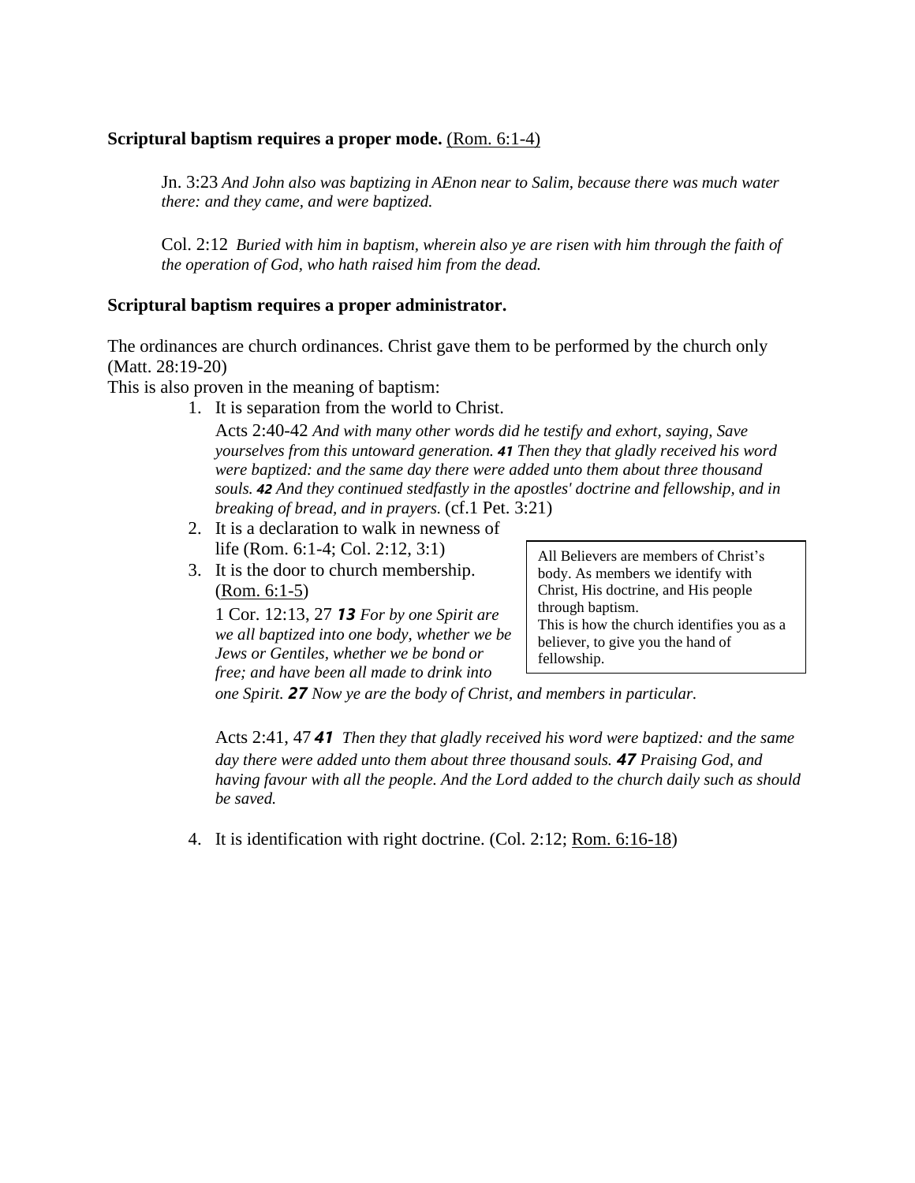**Scriptural baptism requires a proper mode.** (Rom. 6:1-4)

> Jn. 3:23 *And John also was baptizing in AEnon near to Salim, because there was much water there: and they came, and were baptized.*

> Col. 2:12 *Buried with him in baptism, wherein also ye are risen with him through the faith of the operation of God, who hath raised him from the dead.*

**Scriptural baptism requires a proper administrator.**

The ordinances are church ordinances. Christ gave them to be performed by the church only (Matt. 28:19-20)

This is also proven in the meaning of baptism:

1. It is separation from the world to Christ.

   Acts 2:40-42 *And with many other words did he testify and exhort, saying, Save yourselves from this untoward generation.* ***41*** *Then they that gladly received his word were baptized: and the same day there were added unto them about three thousand souls.* ***42*** *And they continued stedfastly in the apostles' doctrine and fellowship, and in breaking of bread, and in prayers.* (cf.1 Pet. 3:21)

2. It is a declaration to walk in newness of life (Rom. 6:1-4; Col. 2:12, 3:1)
3. It is the door to church membership. (Rom. 6:1-5)

   1 Cor. 12:13, 27 ***13*** *For by one Spirit are we all baptized into one body, whether we be Jews or Gentiles, whether we be bond or free; and have been all made to drink into one Spirit.* ***27*** *Now ye are the body of Christ, and members in particular.*

   Acts 2:41, 47 ***41*** *Then they that gladly received his word were baptized: and the same day there were added unto them about three thousand souls.* ***47*** *Praising God, and having favour with all the people. And the Lord added to the church daily such as should be saved.*

4. It is identification with right doctrine. (Col. 2:12; Rom. 6:16-18)

> All Believers are members of Christ's body. As members we identify with Christ, His doctrine, and His people through baptism.
> This is how the church identifies you as a believer, to give you the hand of fellowship.